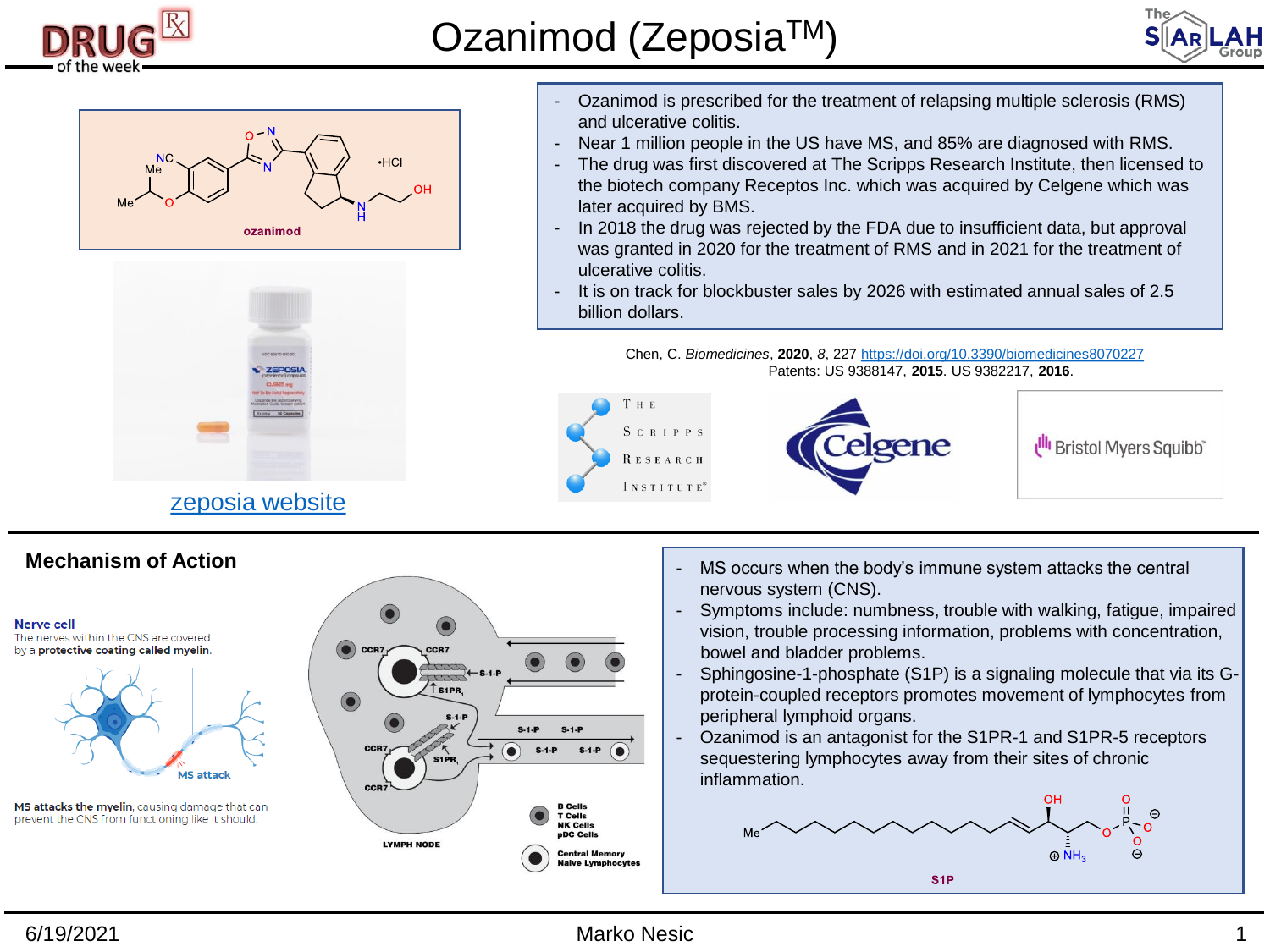# Ozanimod (Zeposia$^{TM}$)

DRUG of the week

- Ozanimod is prescribed for the treatment of relapsing multiple sclerosis (RMS) and ulcerative colitis.
- Near 1 million people in the US have MS, and 85% are diagnosed with RMS.
- The drug was first discovered at The Scripps Research Institute, then licensed to the biotech company Receptos Inc. which was acquired by Celgene which was later acquired by BMS.
- In 2018 the drug was rejected by the FDA due to insufficient data, but approval was granted in 2020 for the treatment of RMS and in 2021 for the treatment of ulcerative colitis.
- It is on track for blockbuster sales by 2026 with estimated annual sales of 2.5 billion dollars.

Chen, C. *Biomedicines*, **2020**, *8*, 227 https://doi.org/10.3390/biomedicines8070227
Patents: US 9388147, **2015**. US 9382217, **2016**.

ozanimod •HCl

zeposia website

## Mechanism of Action

**Nerve cell**
The nerves within the CNS are covered by a **protective coating called myelin**.

MS attack

**MS attacks the myelin**, causing damage that can prevent the CNS from functioning like it should.

- MS occurs when the body's immune system attacks the central nervous system (CNS).
- Symptoms include: numbness, trouble with walking, fatigue, impaired vision, trouble processing information, problems with concentration, bowel and bladder problems.
- Sphingosine-1-phosphate (S1P) is a signaling molecule that via its G-protein-coupled receptors promotes movement of lymphocytes from peripheral lymphoid organs.
- Ozanimod is an antagonist for the S1PR-1 and S1PR-5 receptors sequestering lymphocytes away from their sites of chronic inflammation.

S1P

6/19/2021 — Marko Nesic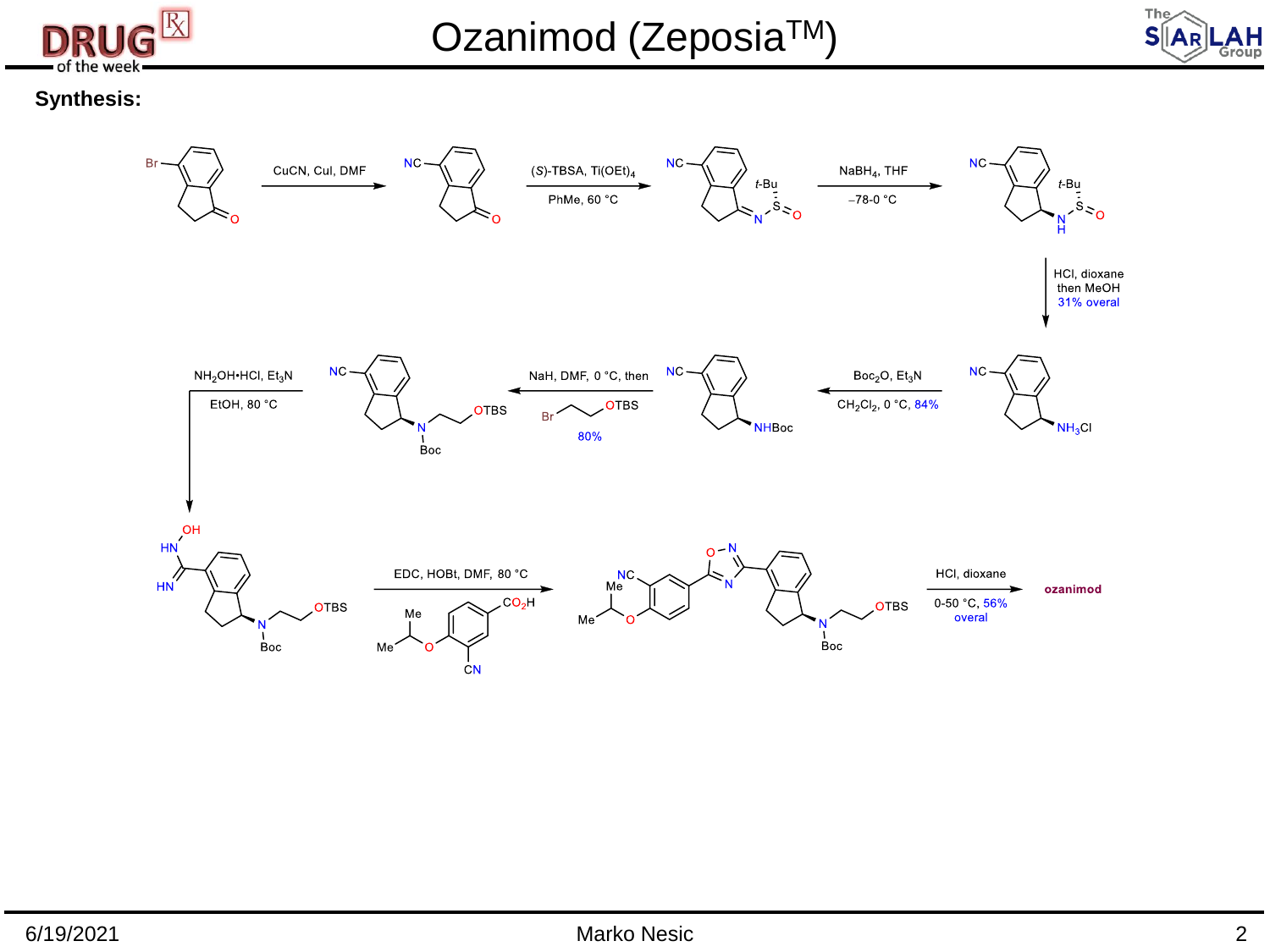# Ozanimod (Zeposia$^{TM}$)

**Synthesis:**

CuCN, CuI, DMF

(*S*)-TBSA, Ti(OEt)$_4$

PhMe, 60 °C

NaBH$_4$, THF

−78-0 °C

HCl, dioxane
then MeOH
31% overal

$Boc_2O$, $Et_3N$

$CH_2Cl_2$, 0 °C, 84%

NaH, DMF, 0 °C, then

80%

$NH_2OH{\cdot}HCl$, $Et_3N$

EtOH, 80 °C

EDC, HOBt, DMF, 80 °C

HCl, dioxane

0-50 °C, 56%
overal

ozanimod